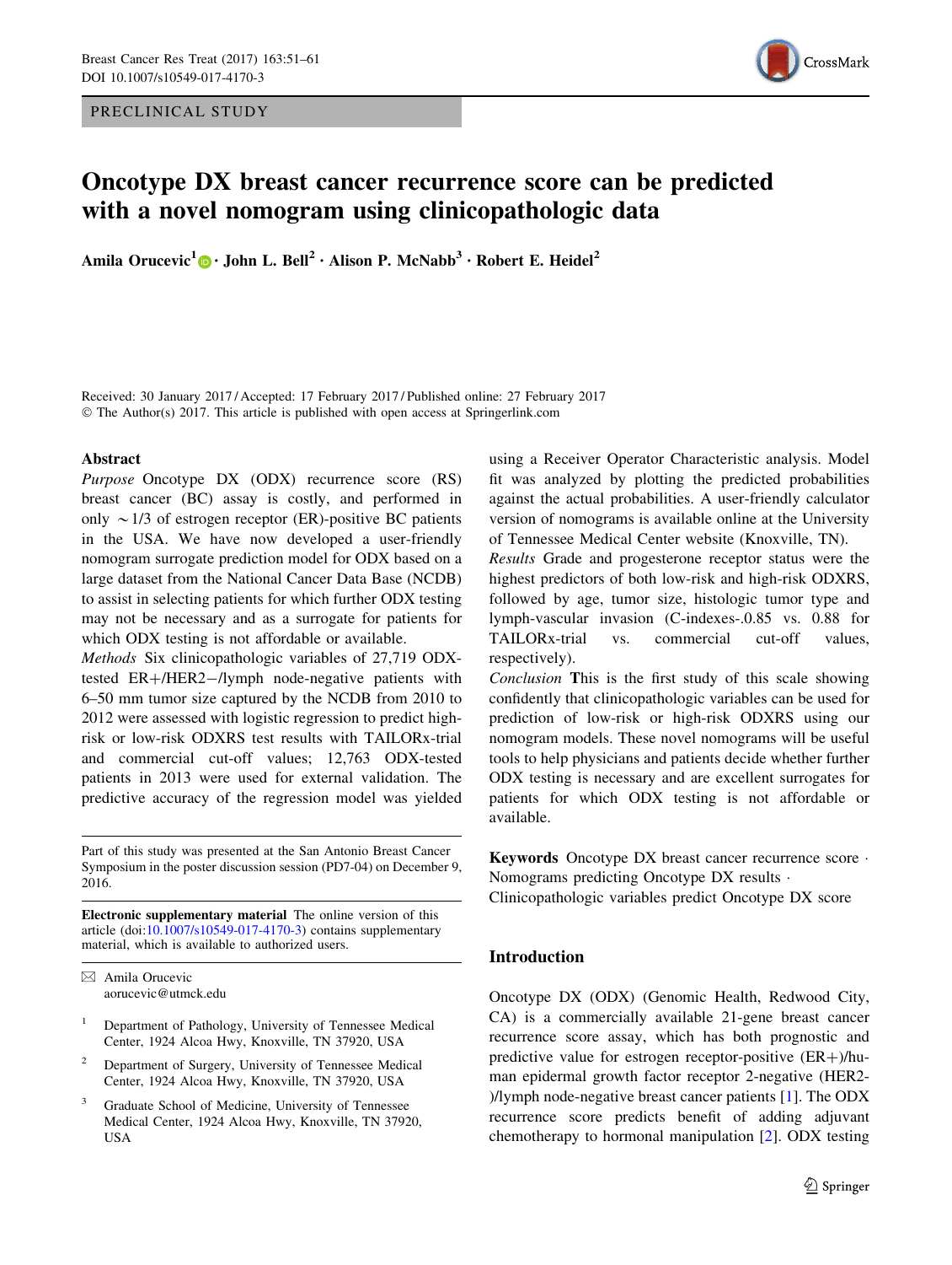PRECLINICAL STUDY

# Oncotype DX breast cancer recurrence score can be predicted with a novel nomogram using clinicopathologic data

**Amila Orucevic[1] · John L. Bell[2] · Alison P. McNabb[3] · Robert E. Heidel[2]**

Received: 30 January 2017 / Accepted: 17 February 2017 / Published online: 27 February 2017
© The Author(s) 2017. This article is published with open access at Springerlink.com

## Abstract

*Purpose* Oncotype DX (ODX) recurrence score (RS) breast cancer (BC) assay is costly, and performed in only ~1/3 of estrogen receptor (ER)-positive BC patients in the USA. We have now developed a user-friendly nomogram surrogate prediction model for ODX based on a large dataset from the National Cancer Data Base (NCDB) to assist in selecting patients for which further ODX testing may not be necessary and as a surrogate for patients for which ODX testing is not affordable or available.

*Methods* Six clinicopathologic variables of 27,719 ODX-tested ER+/HER2−/lymph node-negative patients with 6–50 mm tumor size captured by the NCDB from 2010 to 2012 were assessed with logistic regression to predict high-risk or low-risk ODXRS test results with TAILORx-trial and commercial cut-off values; 12,763 ODX-tested patients in 2013 were used for external validation. The predictive accuracy of the regression model was yielded using a Receiver Operator Characteristic analysis. Model fit was analyzed by plotting the predicted probabilities against the actual probabilities. A user-friendly calculator version of nomograms is available online at the University of Tennessee Medical Center website (Knoxville, TN).

*Results* Grade and progesterone receptor status were the highest predictors of both low-risk and high-risk ODXRS, followed by age, tumor size, histologic tumor type and lymph-vascular invasion (C-indexes-.0.85 vs. 0.88 for TAILORx-trial vs. commercial cut-off values, respectively).

*Conclusion* This is the first study of this scale showing confidently that clinicopathologic variables can be used for prediction of low-risk or high-risk ODXRS using our nomogram models. These novel nomograms will be useful tools to help physicians and patients decide whether further ODX testing is necessary and are excellent surrogates for patients for which ODX testing is not affordable or available.

**Keywords** Oncotype DX breast cancer recurrence score · Nomograms predicting Oncotype DX results · Clinicopathologic variables predict Oncotype DX score

Part of this study was presented at the San Antonio Breast Cancer Symposium in the poster discussion session (PD7-04) on December 9, 2016.

**Electronic supplementary material** The online version of this article (doi:10.1007/s10549-017-4170-3) contains supplementary material, which is available to authorized users.

✉ Amila Orucevic
aorucevic@utmck.edu

[1] Department of Pathology, University of Tennessee Medical Center, 1924 Alcoa Hwy, Knoxville, TN 37920, USA

[2] Department of Surgery, University of Tennessee Medical Center, 1924 Alcoa Hwy, Knoxville, TN 37920, USA

[3] Graduate School of Medicine, University of Tennessee Medical Center, 1924 Alcoa Hwy, Knoxville, TN 37920, USA

## Introduction

Oncotype DX (ODX) (Genomic Health, Redwood City, CA) is a commercially available 21-gene breast cancer recurrence score assay, which has both prognostic and predictive value for estrogen receptor-positive (ER+)/human epidermal growth factor receptor 2-negative (HER2-)/lymph node-negative breast cancer patients [1]. The ODX recurrence score predicts benefit of adding adjuvant chemotherapy to hormonal manipulation [2]. ODX testing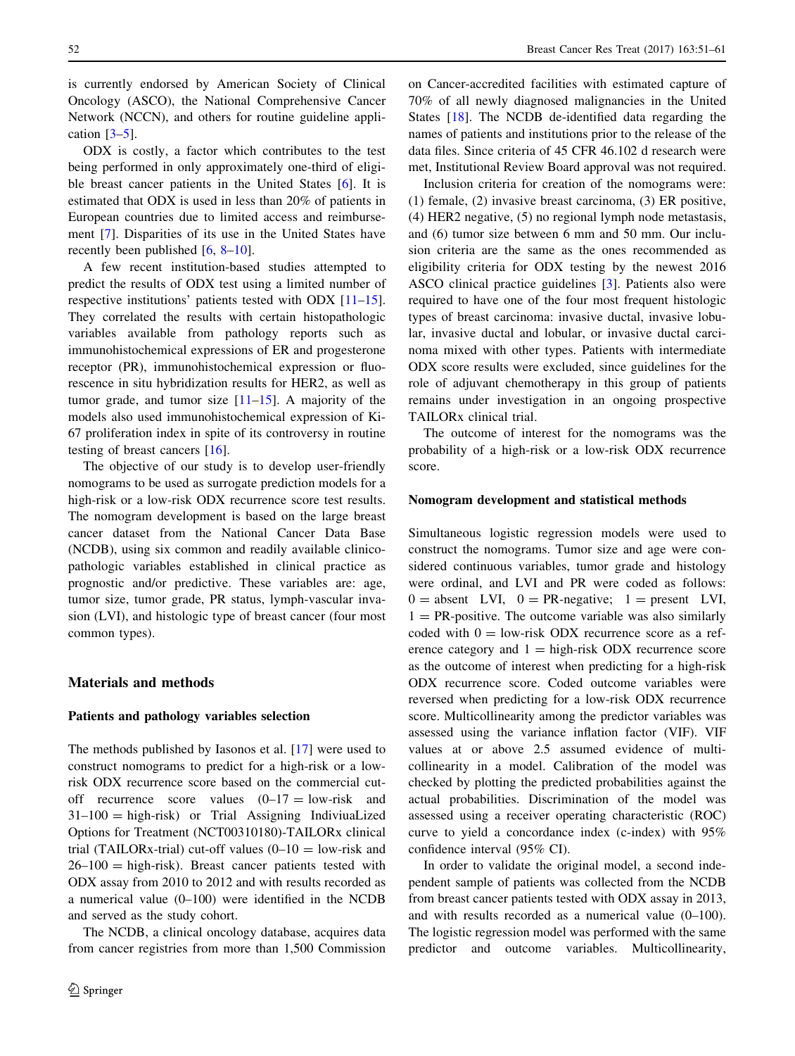is currently endorsed by American Society of Clinical Oncology (ASCO), the National Comprehensive Cancer Network (NCCN), and others for routine guideline application [3–5].

ODX is costly, a factor which contributes to the test being performed in only approximately one-third of eligible breast cancer patients in the United States [6]. It is estimated that ODX is used in less than 20% of patients in European countries due to limited access and reimbursement [7]. Disparities of its use in the United States have recently been published [6, 8–10].

A few recent institution-based studies attempted to predict the results of ODX test using a limited number of respective institutions' patients tested with ODX [11–15]. They correlated the results with certain histopathologic variables available from pathology reports such as immunohistochemical expressions of ER and progesterone receptor (PR), immunohistochemical expression or fluorescence in situ hybridization results for HER2, as well as tumor grade, and tumor size [11–15]. A majority of the models also used immunohistochemical expression of Ki-67 proliferation index in spite of its controversy in routine testing of breast cancers [16].

The objective of our study is to develop user-friendly nomograms to be used as surrogate prediction models for a high-risk or a low-risk ODX recurrence score test results. The nomogram development is based on the large breast cancer dataset from the National Cancer Data Base (NCDB), using six common and readily available clinicopathologic variables established in clinical practice as prognostic and/or predictive. These variables are: age, tumor size, tumor grade, PR status, lymph-vascular invasion (LVI), and histologic type of breast cancer (four most common types).

## Materials and methods

### Patients and pathology variables selection

The methods published by Iasonos et al. [17] were used to construct nomograms to predict for a high-risk or a low-risk ODX recurrence score based on the commercial cut-off recurrence score values (0–17 = low-risk and 31–100 = high-risk) or Trial Assigning IndiviuaLized Options for Treatment (NCT00310180)-TAILORx clinical trial (TAILORx-trial) cut-off values (0–10 = low-risk and 26–100 = high-risk). Breast cancer patients tested with ODX assay from 2010 to 2012 and with results recorded as a numerical value (0–100) were identified in the NCDB and served as the study cohort.

The NCDB, a clinical oncology database, acquires data from cancer registries from more than 1,500 Commission on Cancer-accredited facilities with estimated capture of 70% of all newly diagnosed malignancies in the United States [18]. The NCDB de-identified data regarding the names of patients and institutions prior to the release of the data files. Since criteria of 45 CFR 46.102 d research were met, Institutional Review Board approval was not required.

Inclusion criteria for creation of the nomograms were: (1) female, (2) invasive breast carcinoma, (3) ER positive, (4) HER2 negative, (5) no regional lymph node metastasis, and (6) tumor size between 6 mm and 50 mm. Our inclusion criteria are the same as the ones recommended as eligibility criteria for ODX testing by the newest 2016 ASCO clinical practice guidelines [3]. Patients also were required to have one of the four most frequent histologic types of breast carcinoma: invasive ductal, invasive lobular, invasive ductal and lobular, or invasive ductal carcinoma mixed with other types. Patients with intermediate ODX score results were excluded, since guidelines for the role of adjuvant chemotherapy in this group of patients remains under investigation in an ongoing prospective TAILORx clinical trial.

The outcome of interest for the nomograms was the probability of a high-risk or a low-risk ODX recurrence score.

### Nomogram development and statistical methods

Simultaneous logistic regression models were used to construct the nomograms. Tumor size and age were considered continuous variables, tumor grade and histology were ordinal, and LVI and PR were coded as follows: 0 = absent LVI, 0 = PR-negative; 1 = present LVI, 1 = PR-positive. The outcome variable was also similarly coded with 0 = low-risk ODX recurrence score as a reference category and 1 = high-risk ODX recurrence score as the outcome of interest when predicting for a high-risk ODX recurrence score. Coded outcome variables were reversed when predicting for a low-risk ODX recurrence score. Multicollinearity among the predictor variables was assessed using the variance inflation factor (VIF). VIF values at or above 2.5 assumed evidence of multicollinearity in a model. Calibration of the model was checked by plotting the predicted probabilities against the actual probabilities. Discrimination of the model was assessed using a receiver operating characteristic (ROC) curve to yield a concordance index (c-index) with 95% confidence interval (95% CI).

In order to validate the original model, a second independent sample of patients was collected from the NCDB from breast cancer patients tested with ODX assay in 2013, and with results recorded as a numerical value (0–100). The logistic regression model was performed with the same predictor and outcome variables. Multicollinearity,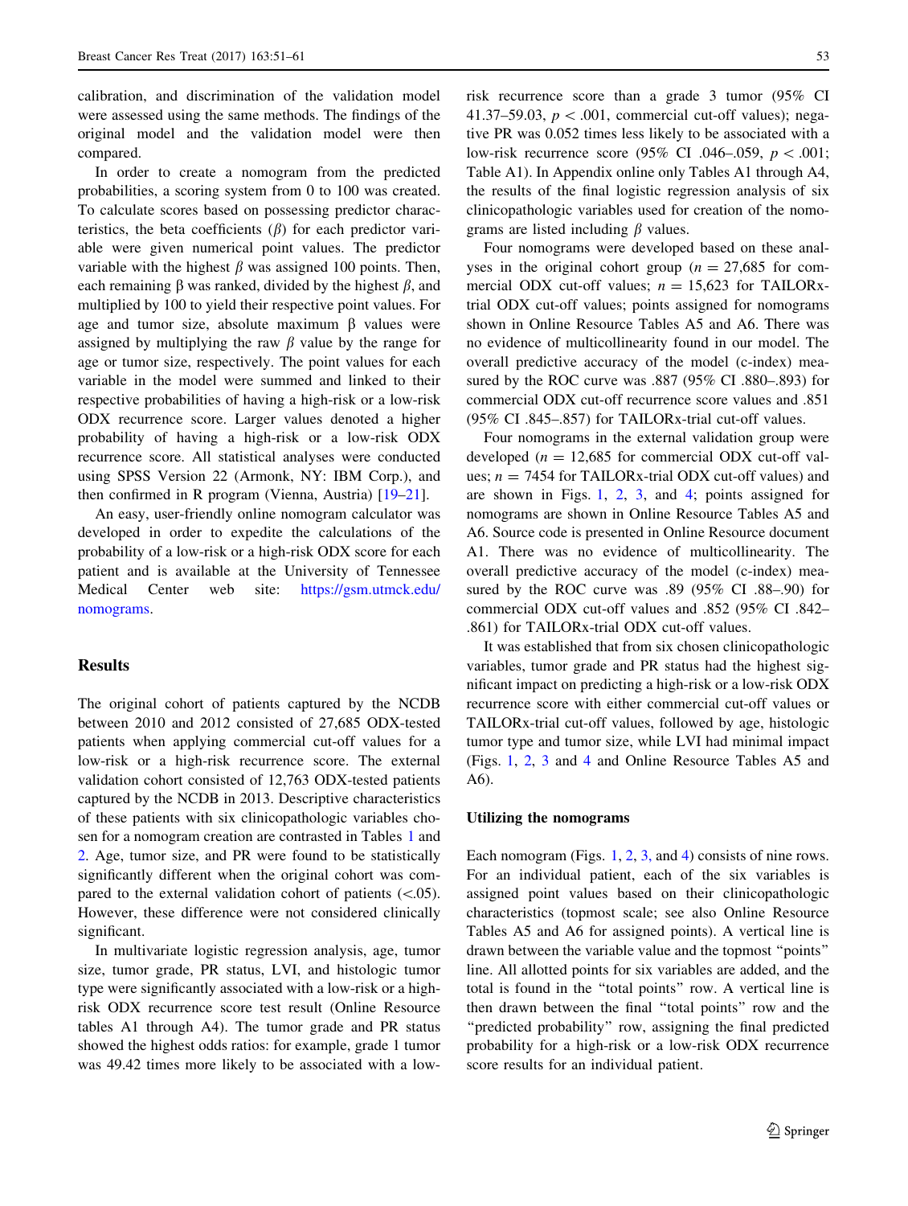calibration, and discrimination of the validation model were assessed using the same methods. The findings of the original model and the validation model were then compared.

In order to create a nomogram from the predicted probabilities, a scoring system from 0 to 100 was created. To calculate scores based on possessing predictor characteristics, the beta coefficients ($\beta$) for each predictor variable were given numerical point values. The predictor variable with the highest $\beta$ was assigned 100 points. Then, each remaining β was ranked, divided by the highest $\beta$, and multiplied by 100 to yield their respective point values. For age and tumor size, absolute maximum β values were assigned by multiplying the raw $\beta$ value by the range for age or tumor size, respectively. The point values for each variable in the model were summed and linked to their respective probabilities of having a high-risk or a low-risk ODX recurrence score. Larger values denoted a higher probability of having a high-risk or a low-risk ODX recurrence score. All statistical analyses were conducted using SPSS Version 22 (Armonk, NY: IBM Corp.), and then confirmed in R program (Vienna, Austria) [19–21].

An easy, user-friendly online nomogram calculator was developed in order to expedite the calculations of the probability of a low-risk or a high-risk ODX score for each patient and is available at the University of Tennessee Medical Center web site: https://gsm.utmck.edu/nomograms.

## Results

The original cohort of patients captured by the NCDB between 2010 and 2012 consisted of 27,685 ODX-tested patients when applying commercial cut-off values for a low-risk or a high-risk recurrence score. The external validation cohort consisted of 12,763 ODX-tested patients captured by the NCDB in 2013. Descriptive characteristics of these patients with six clinicopathologic variables chosen for a nomogram creation are contrasted in Tables 1 and 2. Age, tumor size, and PR were found to be statistically significantly different when the original cohort was compared to the external validation cohort of patients (<.05). However, these difference were not considered clinically significant.

In multivariate logistic regression analysis, age, tumor size, tumor grade, PR status, LVI, and histologic tumor type were significantly associated with a low-risk or a high-risk ODX recurrence score test result (Online Resource tables A1 through A4). The tumor grade and PR status showed the highest odds ratios: for example, grade 1 tumor was 49.42 times more likely to be associated with a low-risk recurrence score than a grade 3 tumor (95% CI 41.37–59.03, $p < .001$, commercial cut-off values); negative PR was 0.052 times less likely to be associated with a low-risk recurrence score (95% CI .046–.059, $p < .001$; Table A1). In Appendix online only Tables A1 through A4, the results of the final logistic regression analysis of six clinicopathologic variables used for creation of the nomograms are listed including $\beta$ values.

Four nomograms were developed based on these analyses in the original cohort group ($n = 27{,}685$ for commercial ODX cut-off values; $n = 15{,}623$ for TAILORx-trial ODX cut-off values; points assigned for nomograms shown in Online Resource Tables A5 and A6. There was no evidence of multicollinearity found in our model. The overall predictive accuracy of the model (c-index) measured by the ROC curve was .887 (95% CI .880–.893) for commercial ODX cut-off recurrence score values and .851 (95% CI .845–.857) for TAILORx-trial cut-off values.

Four nomograms in the external validation group were developed ($n = 12{,}685$ for commercial ODX cut-off values; $n = 7454$ for TAILORx-trial ODX cut-off values) and are shown in Figs. 1, 2, 3, and 4; points assigned for nomograms are shown in Online Resource Tables A5 and A6. Source code is presented in Online Resource document A1. There was no evidence of multicollinearity. The overall predictive accuracy of the model (c-index) measured by the ROC curve was .89 (95% CI .88–.90) for commercial ODX cut-off values and .852 (95% CI .842–.861) for TAILORx-trial ODX cut-off values.

It was established that from six chosen clinicopathologic variables, tumor grade and PR status had the highest significant impact on predicting a high-risk or a low-risk ODX recurrence score with either commercial cut-off values or TAILORx-trial cut-off values, followed by age, histologic tumor type and tumor size, while LVI had minimal impact (Figs. 1, 2, 3 and 4 and Online Resource Tables A5 and A6).

### Utilizing the nomograms

Each nomogram (Figs. 1, 2, 3, and 4) consists of nine rows. For an individual patient, each of the six variables is assigned point values based on their clinicopathologic characteristics (topmost scale; see also Online Resource Tables A5 and A6 for assigned points). A vertical line is drawn between the variable value and the topmost "points" line. All allotted points for six variables are added, and the total is found in the "total points" row. A vertical line is then drawn between the final "total points" row and the "predicted probability" row, assigning the final predicted probability for a high-risk or a low-risk ODX recurrence score results for an individual patient.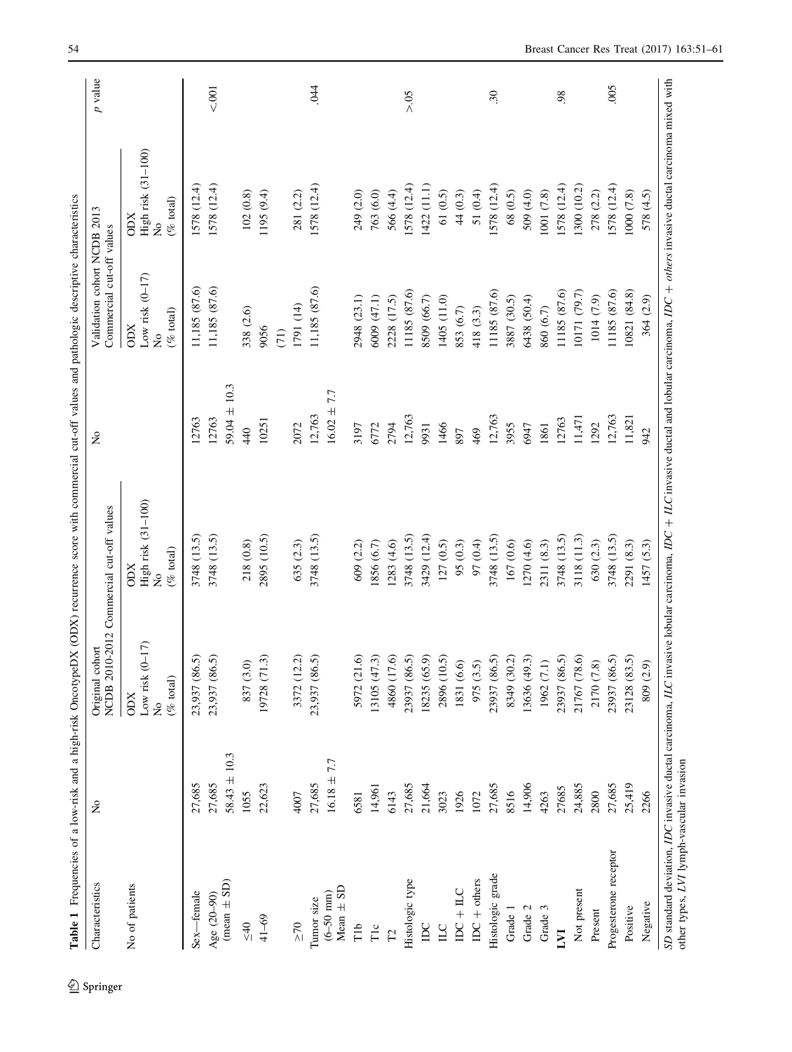**Table 1** Frequencies of a low-risk and a high-risk OncotypeDX (ODX) recurrence score with commercial cut-off values and pathologic descriptive characteristics

| Characteristics | No | Original cohort NCDB 2010-2012 Commercial cut-off values | | No | Validation cohort NCDB 2013 Commercial cut-off values | | p value |
|---|---|---|---|---|---|---|---|
| | | ODX Low risk (0–17) No (% total) | ODX High risk (31–100) No (% total) | | ODX Low risk (0–17) No (% total) | ODX High risk (31–100) No (% total) | |
| No of patients | | | | | | | |
| Sex—female | 27,685 | 23,937 (86.5) | 3748 (13.5) | 12763 | 11,185 (87.6) | 1578 (12.4) | |
| Age (20–90) (mean ± SD) | 27,685 | 23,937 (86.5) | 3748 (13.5) | 12763 | 11,185 (87.6) | 1578 (12.4) | <.001 |
| | 58.43 ± 10.3 | | | 59.04 ± 10.3 | | | |
| ≤40 | 1055 | 837 (3.0) | 218 (0.8) | 440 | 338 (2.6) | 102 (0.8) | |
| 41–69 | 22,623 | 19728 (71.3) | 2895 (10.5) | 10251 | 9056 (71) | 1195 (9.4) | |
| ≥70 | 4007 | 3372 (12.2) | 635 (2.3) | 2072 | 1791 (14) | 281 (2.2) | |
| Tumor size (6–50 mm) Mean ± SD | 27,685 | 23,937 (86.5) | 3748 (13.5) | 12,763 | 11,185 (87.6) | 1578 (12.4) | .044 |
| | 16.18 ± 7.7 | | | 16.02 ± 7.7 | | | |
| T1b | 6581 | 5972 (21.6) | 609 (2.2) | 3197 | 2948 (23.1) | 249 (2.0) | |
| T1c | 14,961 | 13105 (47.3) | 1856 (6.7) | 6772 | 6009 (47.1) | 763 (6.0) | |
| T2 | 6143 | 4860 (17.6) | 1283 (4.6) | 2794 | 2228 (17.5) | 566 (4.4) | |
| Histologic type | 27,685 | 23937 (86.5) | 3748 (13.5) | 12,763 | 11185 (87.6) | 1578 (12.4) | >.05 |
| IDC | 21,664 | 18235 (65.9) | 3429 (12.4) | 9931 | 8509 (66.7) | 1422 (11.1) | |
| ILC | 3023 | 2896 (10.5) | 127 (0.5) | 1466 | 1405 (11.0) | 61 (0.5) | |
| IDC + ILC | 1926 | 1831 (6.6) | 95 (0.3) | 897 | 853 (6.7) | 44 (0.3) | |
| IDC + others | 1072 | 975 (3.5) | 97 (0.4) | 469 | 418 (3.3) | 51 (0.4) | |
| Histologic grade | 27,685 | 23937 (86.5) | 3748 (13.5) | 12,763 | 11185 (87.6) | 1578 (12.4) | .30 |
| Grade 1 | 8516 | 8349 (30.2) | 167 (0.6) | 3955 | 3887 (30.5) | 68 (0.5) | |
| Grade 2 | 14,906 | 13636 (49.3) | 1270 (4.6) | 6947 | 6438 (50.4) | 509 (4.0) | |
| Grade 3 | 4263 | 1962 (7.1) | 2311 (8.3) | 1861 | 860 (6.7) | 1001 (7.8) | |
| **LVI** | 27685 | 23937 (86.5) | 3748 (13.5) | 12763 | 11185 (87.6) | 1578 (12.4) | .98 |
| Not present | 24,885 | 21767 (78.6) | 3118 (11.3) | 11,471 | 10171 (79.7) | 1300 (10.2) | |
| Present | 2800 | 2170 (7.8) | 630 (2.3) | 1292 | 1014 (7.9) | 278 (2.2) | |
| Progesterone receptor | 27,685 | 23937 (86.5) | 3748 (13.5) | 12,763 | 11185 (87.6) | 1578 (12.4) | .005 |
| Positive | 25,419 | 23128 (83.5) | 2291 (8.3) | 11,821 | 10821 (84.8) | 1000 (7.8) | |
| Negative | 2266 | 809 (2.9) | 1457 (5.3) | 942 | 364 (2.9) | 578 (4.5) | |

*SD* standard deviation, *IDC* invasive ductal carcinoma, *ILC* invasive lobular carcinoma, *IDC + ILC* invasive ductal and lobular carcinoma, *IDC + others* invasive ductal carcinoma mixed with other types, *LVI* lymph-vascular invasion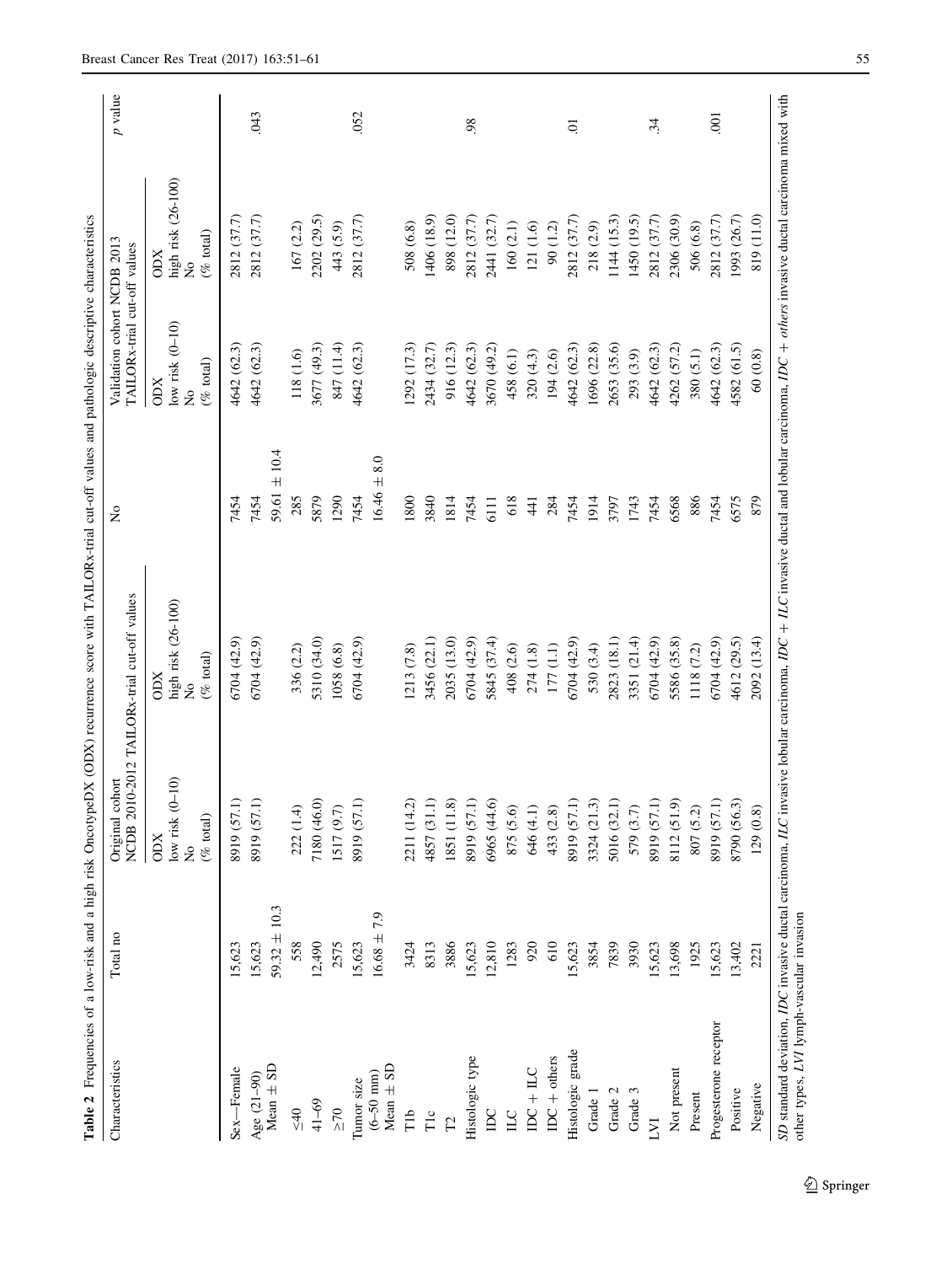**Table 2** Frequencies of a low-risk and a high risk OncotypeDX (ODX) recurrence score with TAILORx-trial cut-off values and pathologic descriptive characteristics

| Characteristics | Total no | Original cohort NCDB 2010-2012 TAILORx-trial cut-off values | | No | Validation cohort NCDB 2013 TAILORx-trial cut-off values | | p value |
|---|---|---|---|---|---|---|---|
| | | ODX low risk (0–10) No (% total) | ODX high risk (26-100) No (% total) | | ODX low risk (0–10) No (% total) | ODX high risk (26-100) No (% total) | |
| Sex—Female | 15,623 | 8919 (57.1) | 6704 (42.9) | 7454 | 4642 (62.3) | 2812 (37.7) | |
| Age (21–90) | 15,623 | 8919 (57.1) | 6704 (42.9) | 7454 | 4642 (62.3) | 2812 (37.7) | .043 |
| Mean ± SD | 59.32 ± 10.3 | | | 59.61 ± 10.4 | | | |
| ≤40 | 558 | 222 (1.4) | 336 (2.2) | 285 | 118 (1.6) | 167 (2.2) | |
| 41–69 | 12,490 | 7180 (46.0) | 5310 (34.0) | 5879 | 3677 (49.3) | 2202 (29.5) | |
| ≥70 | 2575 | 1517 (9.7) | 1058 (6.8) | 1290 | 847 (11.4) | 443 (5.9) | |
| Tumor size (6–50 mm) | 15,623 | 8919 (57.1) | 6704 (42.9) | 7454 | 4642 (62.3) | 2812 (37.7) | .052 |
| Mean ± SD | 16.68 ± 7.9 | | | 16.46 ± 8.0 | | | |
| T1b | 3424 | 2211 (14.2) | 1213 (7.8) | 1800 | 1292 (17.3) | 508 (6.8) | |
| T1c | 8313 | 4857 (31.1) | 3456 (22.1) | 3840 | 2434 (32.7) | 1406 (18.9) | |
| T2 | 3886 | 1851 (11.8) | 2035 (13.0) | 1814 | 916 (12.3) | 898 (12.0) | |
| Histologic type | 15,623 | 8919 (57.1) | 6704 (42.9) | 7454 | 4642 (62.3) | 2812 (37.7) | .98 |
| IDC | 12,810 | 6965 (44.6) | 5845 (37.4) | 6111 | 3670 (49.2) | 2441 (32.7) | |
| ILC | 1283 | 875 (5.6) | 408 (2.6) | 618 | 458 (6.1) | 160 (2.1) | |
| IDC + ILC | 920 | 646 (4.1) | 274 (1.8) | 441 | 320 (4.3) | 121 (1.6) | |
| IDC + others | 610 | 433 (2.8) | 177 (1.1) | 284 | 194 (2.6) | 90 (1.2) | |
| Histologic grade | 15,623 | 8919 (57.1) | 6704 (42.9) | 7454 | 4642 (62.3) | 2812 (37.7) | .01 |
| Grade 1 | 3854 | 3324 (21.3) | 530 (3.4) | 1914 | 1696 (22.8) | 218 (2.9) | |
| Grade 2 | 7839 | 5016 (32.1) | 2823 (18.1) | 3797 | 2653 (35.6) | 1144 (15.3) | |
| Grade 3 | 3930 | 579 (3.7) | 3351 (21.4) | 1743 | 293 (3.9) | 1450 (19.5) | |
| LVI | 15,623 | 8919 (57.1) | 6704 (42.9) | 7454 | 4642 (62.3) | 2812 (37.7) | .34 |
| Not present | 13,698 | 8112 (51.9) | 5586 (35.8) | 6568 | 4262 (57.2) | 2306 (30.9) | |
| Present | 1925 | 807 (5.2) | 1118 (7.2) | 886 | 380 (5.1) | 506 (6.8) | |
| Progesterone receptor | 15,623 | 8919 (57.1) | 6704 (42.9) | 7454 | 4642 (62.3) | 2812 (37.7) | .001 |
| Positive | 13,402 | 8790 (56.3) | 4612 (29.5) | 6575 | 4582 (61.5) | 1993 (26.7) | |
| Negative | 2221 | 129 (0.8) | 2092 (13.4) | 879 | 60 (0.8) | 819 (11.0) | |

*SD* standard deviation, *IDC* invasive ductal carcinoma, *ILC* invasive lobular carcinoma, *IDC + ILC* invasive ductal and lobular carcinoma, *IDC + others* invasive ductal carcinoma mixed with other types, *LVI* lymph-vascular invasion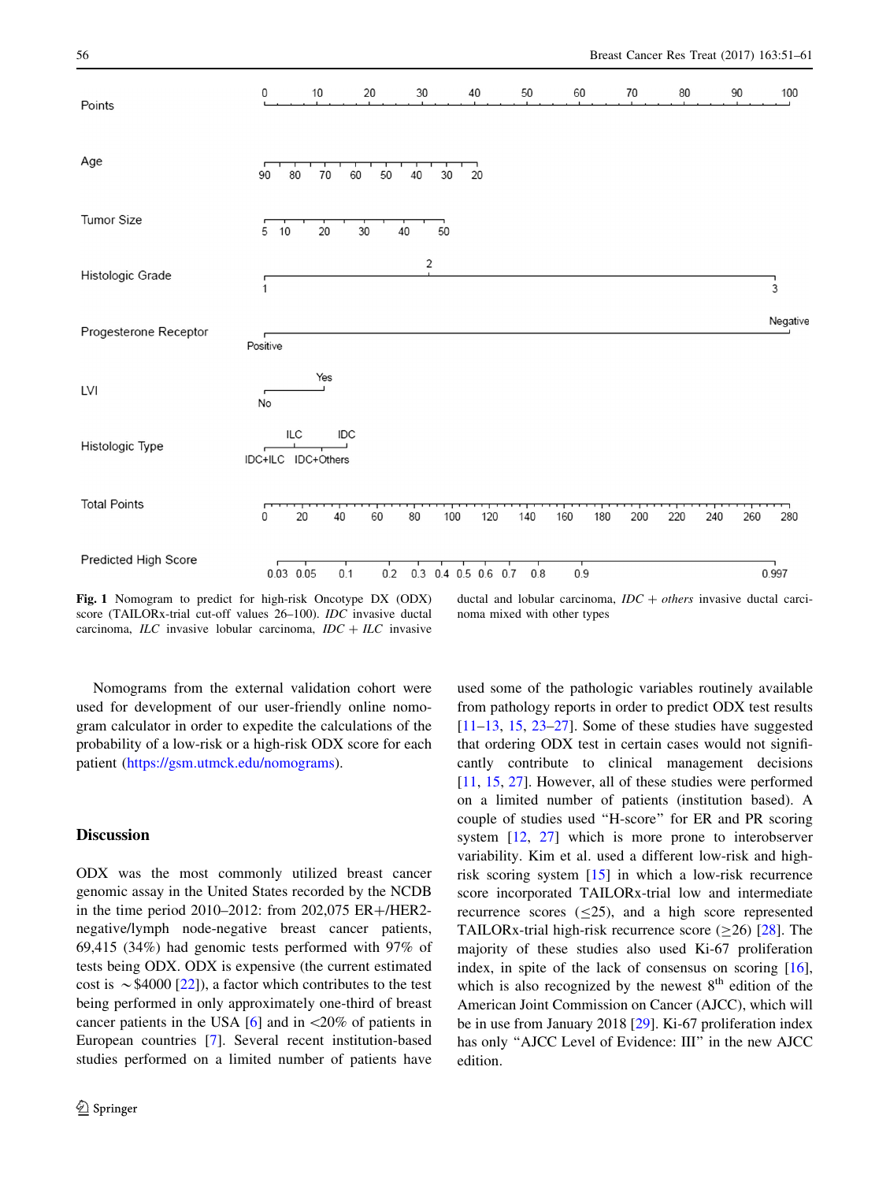Points: 0, 10, 20, 30, 40, 50, 60, 70, 80, 90, 100

Age: 90, 80, 70, 60, 50, 40, 30, 20

Tumor Size: 5, 10, 20, 30, 40, 50

Histologic Grade: 1, 2, 3

Progesterone Receptor: Positive, Negative

LVI: No, Yes

Histologic Type: IDC+ILC, ILC, IDC+Others, IDC

Total Points: 0, 20, 40, 60, 80, 100, 120, 140, 160, 180, 200, 220, 240, 260, 280

Predicted High Score: 0.03, 0.05, 0.1, 0.2, 0.3, 0.4, 0.5, 0.6, 0.7, 0.8, 0.9, 0.997

**Fig. 1** Nomogram to predict for high-risk Oncotype DX (ODX) score (TAILORx-trial cut-off values 26–100). *IDC* invasive ductal carcinoma, *ILC* invasive lobular carcinoma, *IDC + ILC* invasive ductal and lobular carcinoma, *IDC + others* invasive ductal carcinoma mixed with other types

Nomograms from the external validation cohort were used for development of our user-friendly online nomogram calculator in order to expedite the calculations of the probability of a low-risk or a high-risk ODX score for each patient (https://gsm.utmck.edu/nomograms).

## Discussion

ODX was the most commonly utilized breast cancer genomic assay in the United States recorded by the NCDB in the time period 2010–2012: from 202,075 ER+/HER2-negative/lymph node-negative breast cancer patients, 69,415 (34%) had genomic tests performed with 97% of tests being ODX. ODX is expensive (the current estimated cost is ~$4000 [22]), a factor which contributes to the test being performed in only approximately one-third of breast cancer patients in the USA [6] and in <20% of patients in European countries [7]. Several recent institution-based studies performed on a limited number of patients have used some of the pathologic variables routinely available from pathology reports in order to predict ODX test results [11–13, 15, 23–27]. Some of these studies have suggested that ordering ODX test in certain cases would not significantly contribute to clinical management decisions [11, 15, 27]. However, all of these studies were performed on a limited number of patients (institution based). A couple of studies used "H-score" for ER and PR scoring system [12, 27] which is more prone to interobserver variability. Kim et al. used a different low-risk and high-risk scoring system [15] in which a low-risk recurrence score incorporated TAILORx-trial low and intermediate recurrence scores (≤25), and a high score represented TAILORx-trial high-risk recurrence score (≥26) [28]. The majority of these studies also used Ki-67 proliferation index, in spite of the lack of consensus on scoring [16], which is also recognized by the newest 8th edition of the American Joint Commission on Cancer (AJCC), which will be in use from January 2018 [29]. Ki-67 proliferation index has only "AJCC Level of Evidence: III" in the new AJCC edition.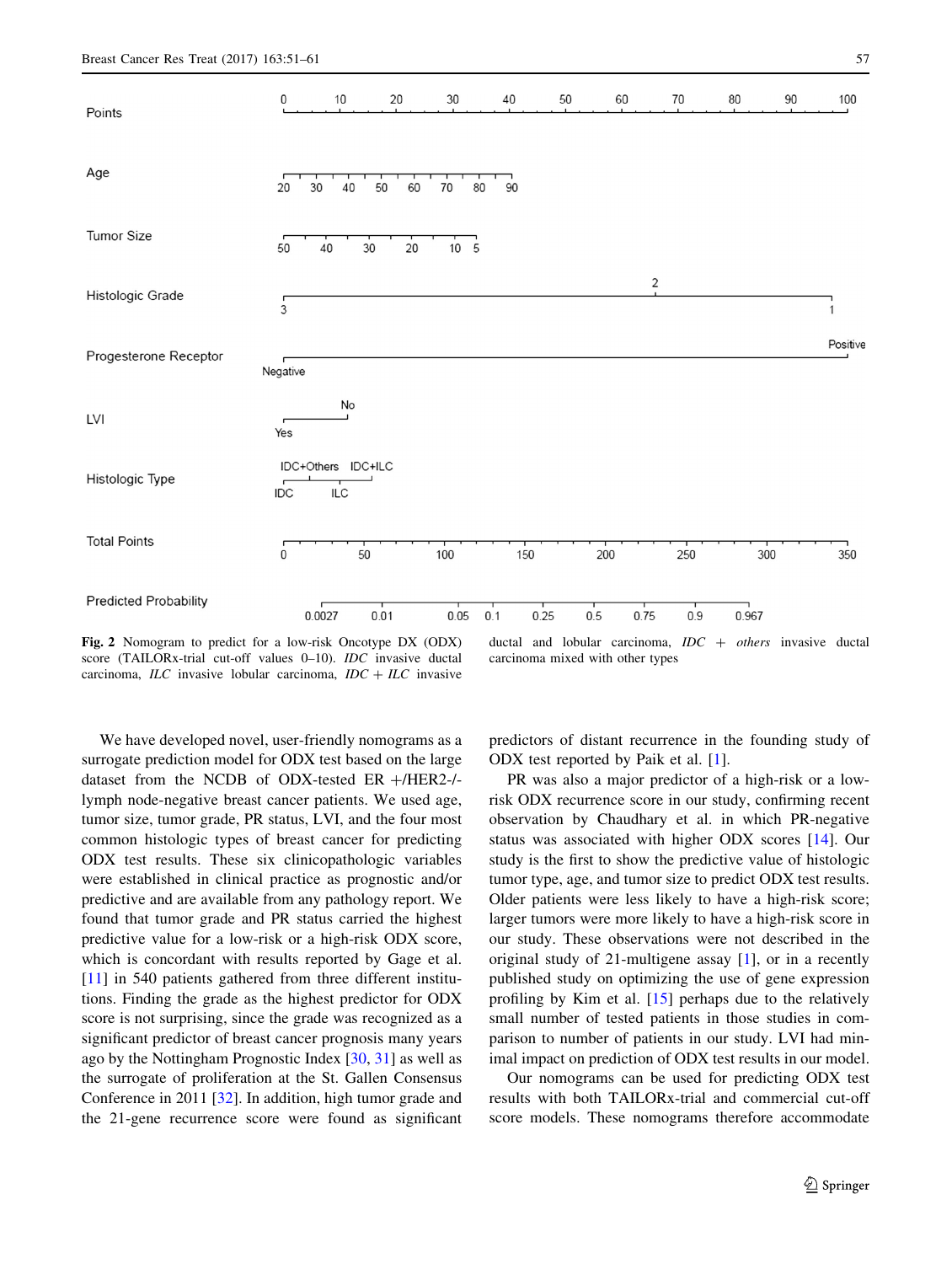**Fig. 2** Nomogram to predict for a low-risk Oncotype DX (ODX) score (TAILORx-trial cut-off values 0–10). *IDC* invasive ductal carcinoma, *ILC* invasive lobular carcinoma, *IDC* + *ILC* invasive ductal and lobular carcinoma, *IDC* + *others* invasive ductal carcinoma mixed with other types

We have developed novel, user-friendly nomograms as a surrogate prediction model for ODX test based on the large dataset from the NCDB of ODX-tested ER +/HER2-/-lymph node-negative breast cancer patients. We used age, tumor size, tumor grade, PR status, LVI, and the four most common histologic types of breast cancer for predicting ODX test results. These six clinicopathologic variables were established in clinical practice as prognostic and/or predictive and are available from any pathology report. We found that tumor grade and PR status carried the highest predictive value for a low-risk or a high-risk ODX score, which is concordant with results reported by Gage et al. [11] in 540 patients gathered from three different institutions. Finding the grade as the highest predictor for ODX score is not surprising, since the grade was recognized as a significant predictor of breast cancer prognosis many years ago by the Nottingham Prognostic Index [30, 31] as well as the surrogate of proliferation at the St. Gallen Consensus Conference in 2011 [32]. In addition, high tumor grade and the 21-gene recurrence score were found as significant predictors of distant recurrence in the founding study of ODX test reported by Paik et al. [1].

PR was also a major predictor of a high-risk or a low-risk ODX recurrence score in our study, confirming recent observation by Chaudhary et al. in which PR-negative status was associated with higher ODX scores [14]. Our study is the first to show the predictive value of histologic tumor type, age, and tumor size to predict ODX test results. Older patients were less likely to have a high-risk score; larger tumors were more likely to have a high-risk score in our study. These observations were not described in the original study of 21-multigene assay [1], or in a recently published study on optimizing the use of gene expression profiling by Kim et al. [15] perhaps due to the relatively small number of tested patients in those studies in comparison to number of patients in our study. LVI had minimal impact on prediction of ODX test results in our model.

Our nomograms can be used for predicting ODX test results with both TAILORx-trial and commercial cut-off score models. These nomograms therefore accommodate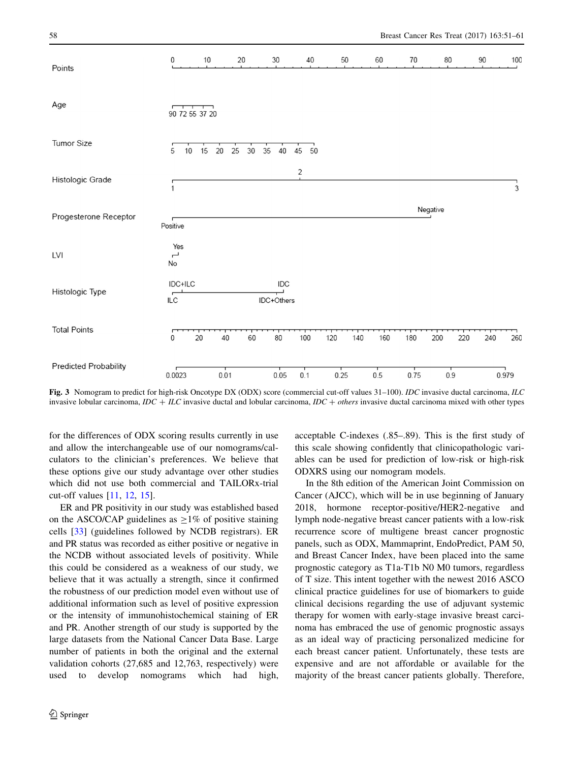| Points | 0 | 10 | 20 | 30 | 40 | 50 | 60 | 70 | 80 | 90 | 100 |
|---|---|---|---|---|---|---|---|---|---|---|---|
| Age | 90 72 55 37 20 | | | | | | | | | | |
| Tumor Size | 5 10 15 20 25 30 35 40 45 50 | | | | | | | | | | |
| Histologic Grade | 1 | | | 2 | | | | | | | 3 |
| Progesterone Receptor | Positive | | | | | | | Negative | | | |
| LVI | No / Yes | | | | | | | | | | |
| Histologic Type | ILC / IDC+ILC | | | IDC+Others / IDC | | | | | | | |
| Total Points | 0 20 40 60 80 100 120 140 160 180 200 220 240 260 | | | | | | | | | | |
| Predicted Probability | 0.0023 0.01 0.05 0.1 0.25 0.5 0.75 0.9 0.979 | | | | | | | | | | |

**Fig. 3** Nomogram to predict for high-risk Oncotype DX (ODX) score (commercial cut-off values 31–100). *IDC* invasive ductal carcinoma, *ILC* invasive lobular carcinoma, *IDC + ILC* invasive ductal and lobular carcinoma, *IDC + others* invasive ductal carcinoma mixed with other types

for the differences of ODX scoring results currently in use and allow the interchangeable use of our nomograms/calculators to the clinician's preferences. We believe that these options give our study advantage over other studies which did not use both commercial and TAILORx-trial cut-off values [11, 12, 15].

ER and PR positivity in our study was established based on the ASCO/CAP guidelines as $\geq$1% of positive staining cells [33] (guidelines followed by NCDB registrars). ER and PR status was recorded as either positive or negative in the NCDB without associated levels of positivity. While this could be considered as a weakness of our study, we believe that it was actually a strength, since it confirmed the robustness of our prediction model even without use of additional information such as level of positive expression or the intensity of immunohistochemical staining of ER and PR. Another strength of our study is supported by the large datasets from the National Cancer Data Base. Large number of patients in both the original and the external validation cohorts (27,685 and 12,763, respectively) were used to develop nomograms which had high, acceptable C-indexes (.85–.89). This is the first study of this scale showing confidently that clinicopathologic variables can be used for prediction of low-risk or high-risk ODXRS using our nomogram models.

In the 8th edition of the American Joint Commission on Cancer (AJCC), which will be in use beginning of January 2018, hormone receptor-positive/HER2-negative and lymph node-negative breast cancer patients with a low-risk recurrence score of multigene breast cancer prognostic panels, such as ODX, Mammaprint, EndoPredict, PAM 50, and Breast Cancer Index, have been placed into the same prognostic category as T1a-T1b N0 M0 tumors, regardless of T size. This intent together with the newest 2016 ASCO clinical practice guidelines for use of biomarkers to guide clinical decisions regarding the use of adjuvant systemic therapy for women with early-stage invasive breast carcinoma has embraced the use of genomic prognostic assays as an ideal way of practicing personalized medicine for each breast cancer patient. Unfortunately, these tests are expensive and are not affordable or available for the majority of the breast cancer patients globally. Therefore,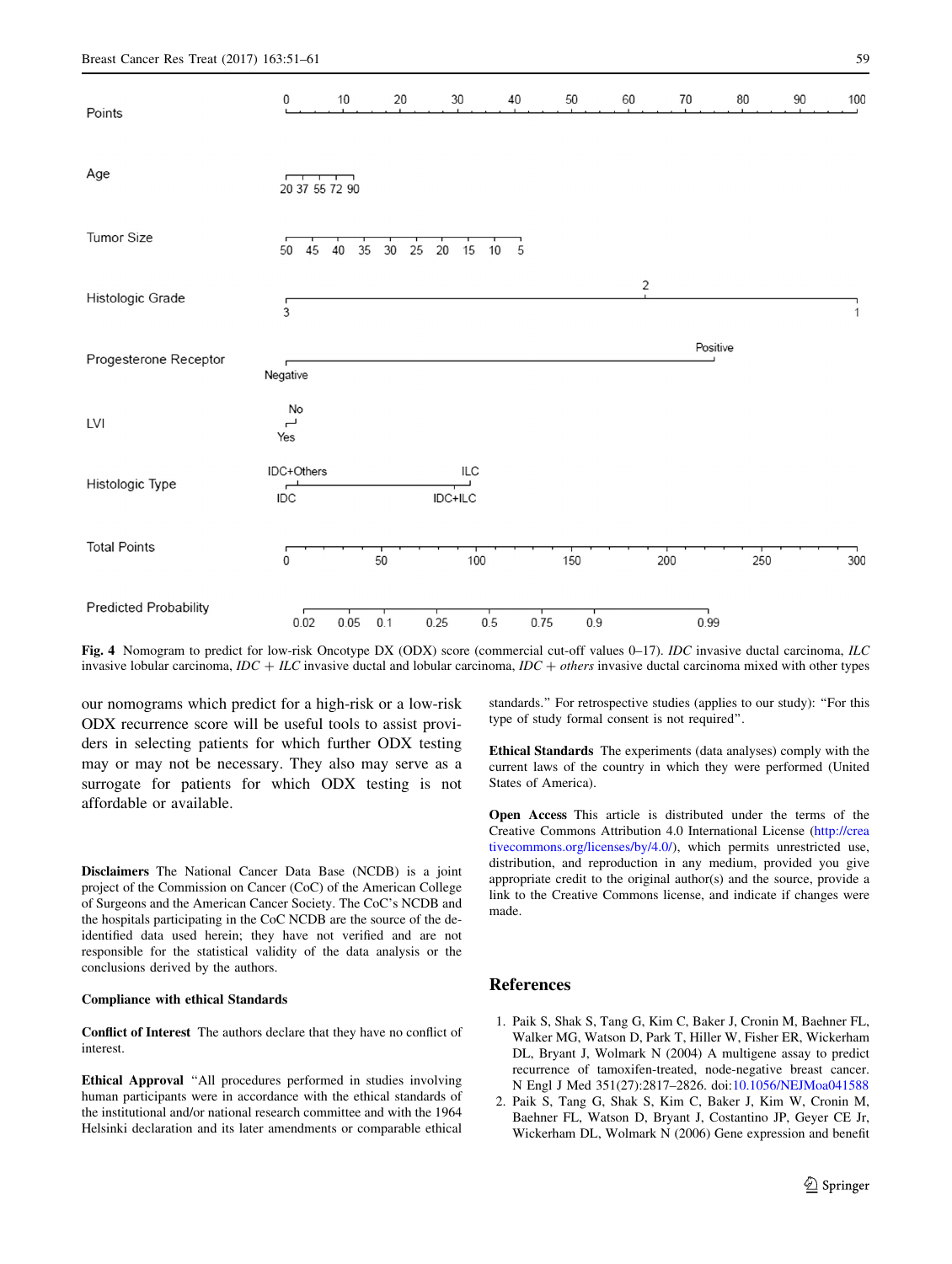Points 0 10 20 30 40 50 60 70 80 90 100

Age 20 37 55 72 90

Tumor Size 50 45 40 35 30 25 20 15 10 5

Histologic Grade 3 2 1

Progesterone Receptor Negative Positive

LVI No Yes

Histologic Type IDC+Others IDC IDC+ILC ILC

Total Points 0 50 100 150 200 250 300

Predicted Probability 0.02 0.05 0.1 0.25 0.5 0.75 0.9 0.99

**Fig. 4** Nomogram to predict for low-risk Oncotype DX (ODX) score (commercial cut-off values 0–17). *IDC* invasive ductal carcinoma, *ILC* invasive lobular carcinoma, *IDC + ILC* invasive ductal and lobular carcinoma, *IDC + others* invasive ductal carcinoma mixed with other types

our nomograms which predict for a high-risk or a low-risk ODX recurrence score will be useful tools to assist providers in selecting patients for which further ODX testing may or may not be necessary. They also may serve as a surrogate for patients for which ODX testing is not affordable or available.

**Disclaimers** The National Cancer Data Base (NCDB) is a joint project of the Commission on Cancer (CoC) of the American College of Surgeons and the American Cancer Society. The CoC's NCDB and the hospitals participating in the CoC NCDB are the source of the de-identified data used herein; they have not verified and are not responsible for the statistical validity of the data analysis or the conclusions derived by the authors.

**Compliance with ethical Standards**

**Conflict of Interest** The authors declare that they have no conflict of interest.

**Ethical Approval** "All procedures performed in studies involving human participants were in accordance with the ethical standards of the institutional and/or national research committee and with the 1964 Helsinki declaration and its later amendments or comparable ethical standards." For retrospective studies (applies to our study): "For this type of study formal consent is not required".

**Ethical Standards** The experiments (data analyses) comply with the current laws of the country in which they were performed (United States of America).

**Open Access** This article is distributed under the terms of the Creative Commons Attribution 4.0 International License (http://creativecommons.org/licenses/by/4.0/), which permits unrestricted use, distribution, and reproduction in any medium, provided you give appropriate credit to the original author(s) and the source, provide a link to the Creative Commons license, and indicate if changes were made.

## References

1. Paik S, Shak S, Tang G, Kim C, Baker J, Cronin M, Baehner FL, Walker MG, Watson D, Park T, Hiller W, Fisher ER, Wickerham DL, Bryant J, Wolmark N (2004) A multigene assay to predict recurrence of tamoxifen-treated, node-negative breast cancer. N Engl J Med 351(27):2817–2826. doi:10.1056/NEJMoa041588
2. Paik S, Tang G, Shak S, Kim C, Baker J, Kim W, Cronin M, Baehner FL, Watson D, Bryant J, Costantino JP, Geyer CE Jr, Wickerham DL, Wolmark N (2006) Gene expression and benefit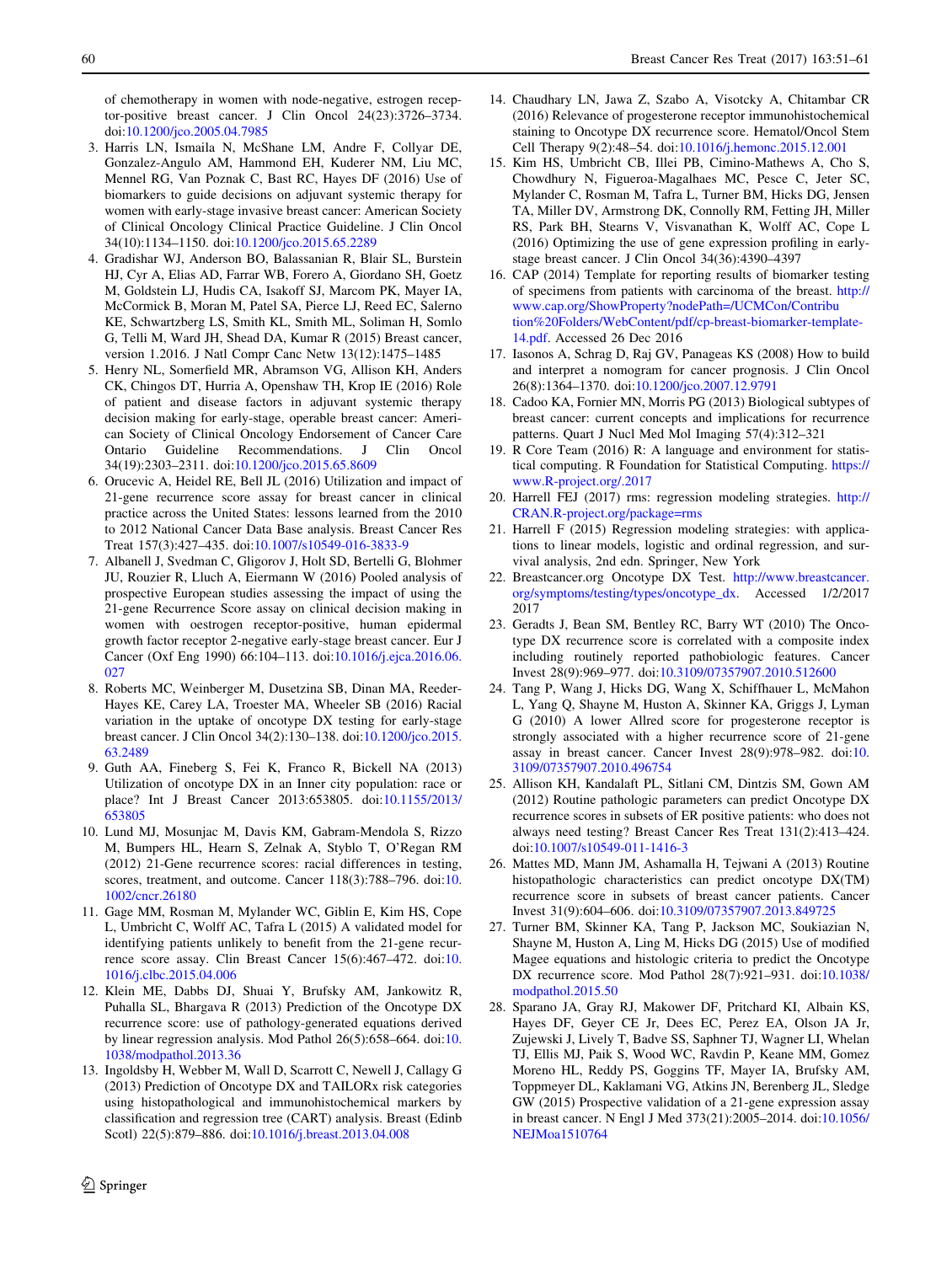of chemotherapy in women with node-negative, estrogen receptor-positive breast cancer. J Clin Oncol 24(23):3726–3734. doi:10.1200/jco.2005.04.7985

3. Harris LN, Ismaila N, McShane LM, Andre F, Collyar DE, Gonzalez-Angulo AM, Hammond EH, Kuderer NM, Liu MC, Mennel RG, Van Poznak C, Bast RC, Hayes DF (2016) Use of biomarkers to guide decisions on adjuvant systemic therapy for women with early-stage invasive breast cancer: American Society of Clinical Oncology Clinical Practice Guideline. J Clin Oncol 34(10):1134–1150. doi:10.1200/jco.2015.65.2289
4. Gradishar WJ, Anderson BO, Balassanian R, Blair SL, Burstein HJ, Cyr A, Elias AD, Farrar WB, Forero A, Giordano SH, Goetz M, Goldstein LJ, Hudis CA, Isakoff SJ, Marcom PK, Mayer IA, McCormick B, Moran M, Patel SA, Pierce LJ, Reed EC, Salerno KE, Schwartzberg LS, Smith KL, Smith ML, Soliman H, Somlo G, Telli M, Ward JH, Shead DA, Kumar R (2015) Breast cancer, version 1.2016. J Natl Compr Canc Netw 13(12):1475–1485
5. Henry NL, Somerfield MR, Abramson VG, Allison KH, Anders CK, Chingos DT, Hurria A, Openshaw TH, Krop IE (2016) Role of patient and disease factors in adjuvant systemic therapy decision making for early-stage, operable breast cancer: American Society of Clinical Oncology Endorsement of Cancer Care Ontario Guideline Recommendations. J Clin Oncol 34(19):2303–2311. doi:10.1200/jco.2015.65.8609
6. Orucevic A, Heidel RE, Bell JL (2016) Utilization and impact of 21-gene recurrence score assay for breast cancer in clinical practice across the United States: lessons learned from the 2010 to 2012 National Cancer Data Base analysis. Breast Cancer Res Treat 157(3):427–435. doi:10.1007/s10549-016-3833-9
7. Albanell J, Svedman C, Gligorov J, Holt SD, Bertelli G, Blohmer JU, Rouzier R, Lluch A, Eiermann W (2016) Pooled analysis of prospective European studies assessing the impact of using the 21-gene Recurrence Score assay on clinical decision making in women with oestrogen receptor-positive, human epidermal growth factor receptor 2-negative early-stage breast cancer. Eur J Cancer (Oxf Eng 1990) 66:104–113. doi:10.1016/j.ejca.2016.06.027
8. Roberts MC, Weinberger M, Dusetzina SB, Dinan MA, Reeder-Hayes KE, Carey LA, Troester MA, Wheeler SB (2016) Racial variation in the uptake of oncotype DX testing for early-stage breast cancer. J Clin Oncol 34(2):130–138. doi:10.1200/jco.2015.63.2489
9. Guth AA, Fineberg S, Fei K, Franco R, Bickell NA (2013) Utilization of oncotype DX in an Inner city population: race or place? Int J Breast Cancer 2013:653805. doi:10.1155/2013/653805
10. Lund MJ, Mosunjac M, Davis KM, Gabram-Mendola S, Rizzo M, Bumpers HL, Hearn S, Zelnak A, Styblo T, O'Regan RM (2012) 21-Gene recurrence scores: racial differences in testing, scores, treatment, and outcome. Cancer 118(3):788–796. doi:10.1002/cncr.26180
11. Gage MM, Rosman M, Mylander WC, Giblin E, Kim HS, Cope L, Umbricht C, Wolff AC, Tafra L (2015) A validated model for identifying patients unlikely to benefit from the 21-gene recurrence score assay. Clin Breast Cancer 15(6):467–472. doi:10.1016/j.clbc.2015.04.006
12. Klein ME, Dabbs DJ, Shuai Y, Brufsky AM, Jankowitz R, Puhalla SL, Bhargava R (2013) Prediction of the Oncotype DX recurrence score: use of pathology-generated equations derived by linear regression analysis. Mod Pathol 26(5):658–664. doi:10.1038/modpathol.2013.36
13. Ingoldsby H, Webber M, Wall D, Scarrott C, Newell J, Callagy G (2013) Prediction of Oncotype DX and TAILORx risk categories using histopathological and immunohistochemical markers by classification and regression tree (CART) analysis. Breast (Edinb Scotl) 22(5):879–886. doi:10.1016/j.breast.2013.04.008
14. Chaudhary LN, Jawa Z, Szabo A, Visotcky A, Chitambar CR (2016) Relevance of progesterone receptor immunohistochemical staining to Oncotype DX recurrence score. Hematol/Oncol Stem Cell Therapy 9(2):48–54. doi:10.1016/j.hemonc.2015.12.001
15. Kim HS, Umbricht CB, Illei PB, Cimino-Mathews A, Cho S, Chowdhury N, Figueroa-Magalhaes MC, Pesce C, Jeter SC, Mylander C, Rosman M, Tafra L, Turner BM, Hicks DG, Jensen TA, Miller DV, Armstrong DK, Connolly RM, Fetting JH, Miller RS, Park BH, Stearns V, Visvanathan K, Wolff AC, Cope L (2016) Optimizing the use of gene expression profiling in early-stage breast cancer. J Clin Oncol 34(36):4390–4397
16. CAP (2014) Template for reporting results of biomarker testing of specimens from patients with carcinoma of the breast. http://www.cap.org/ShowProperty?nodePath=/UCMCon/Contribution%20Folders/WebContent/pdf/cp-breast-biomarker-template-14.pdf. Accessed 26 Dec 2016
17. Iasonos A, Schrag D, Raj GV, Panageas KS (2008) How to build and interpret a nomogram for cancer prognosis. J Clin Oncol 26(8):1364–1370. doi:10.1200/jco.2007.12.9791
18. Cadoo KA, Fornier MN, Morris PG (2013) Biological subtypes of breast cancer: current concepts and implications for recurrence patterns. Quart J Nucl Med Mol Imaging 57(4):312–321
19. R Core Team (2016) R: A language and environment for statistical computing. R Foundation for Statistical Computing. https://www.R-project.org/.2017
20. Harrell FEJ (2017) rms: regression modeling strategies. http://CRAN.R-project.org/package=rms
21. Harrell F (2015) Regression modeling strategies: with applications to linear models, logistic and ordinal regression, and survival analysis, 2nd edn. Springer, New York
22. Breastcancer.org Oncotype DX Test. http://www.breastcancer.org/symptoms/testing/types/oncotype_dx. Accessed 1/2/2017 2017
23. Geradts J, Bean SM, Bentley RC, Barry WT (2010) The Oncotype DX recurrence score is correlated with a composite index including routinely reported pathobiologic features. Cancer Invest 28(9):969–977. doi:10.3109/07357907.2010.512600
24. Tang P, Wang J, Hicks DG, Wang X, Schiffhauer L, McMahon L, Yang Q, Shayne M, Huston A, Skinner KA, Griggs J, Lyman G (2010) A lower Allred score for progesterone receptor is strongly associated with a higher recurrence score of 21-gene assay in breast cancer. Cancer Invest 28(9):978–982. doi:10.3109/07357907.2010.496754
25. Allison KH, Kandalaft PL, Sitlani CM, Dintzis SM, Gown AM (2012) Routine pathologic parameters can predict Oncotype DX recurrence scores in subsets of ER positive patients: who does not always need testing? Breast Cancer Res Treat 131(2):413–424. doi:10.1007/s10549-011-1416-3
26. Mattes MD, Mann JM, Ashamalla H, Tejwani A (2013) Routine histopathologic characteristics can predict oncotype DX(TM) recurrence score in subsets of breast cancer patients. Cancer Invest 31(9):604–606. doi:10.3109/07357907.2013.849725
27. Turner BM, Skinner KA, Tang P, Jackson MC, Soukiazian N, Shayne M, Huston A, Ling M, Hicks DG (2015) Use of modified Magee equations and histologic criteria to predict the Oncotype DX recurrence score. Mod Pathol 28(7):921–931. doi:10.1038/modpathol.2015.50
28. Sparano JA, Gray RJ, Makower DF, Pritchard KI, Albain KS, Hayes DF, Geyer CE Jr, Dees EC, Perez EA, Olson JA Jr, Zujewski J, Lively T, Badve SS, Saphner TJ, Wagner LI, Whelan TJ, Ellis MJ, Paik S, Wood WC, Ravdin P, Keane MM, Gomez Moreno HL, Reddy PS, Goggins TF, Mayer IA, Brufsky AM, Toppmeyer DL, Kaklamani VG, Atkins JN, Berenberg JL, Sledge GW (2015) Prospective validation of a 21-gene expression assay in breast cancer. N Engl J Med 373(21):2005–2014. doi:10.1056/NEJMoa1510764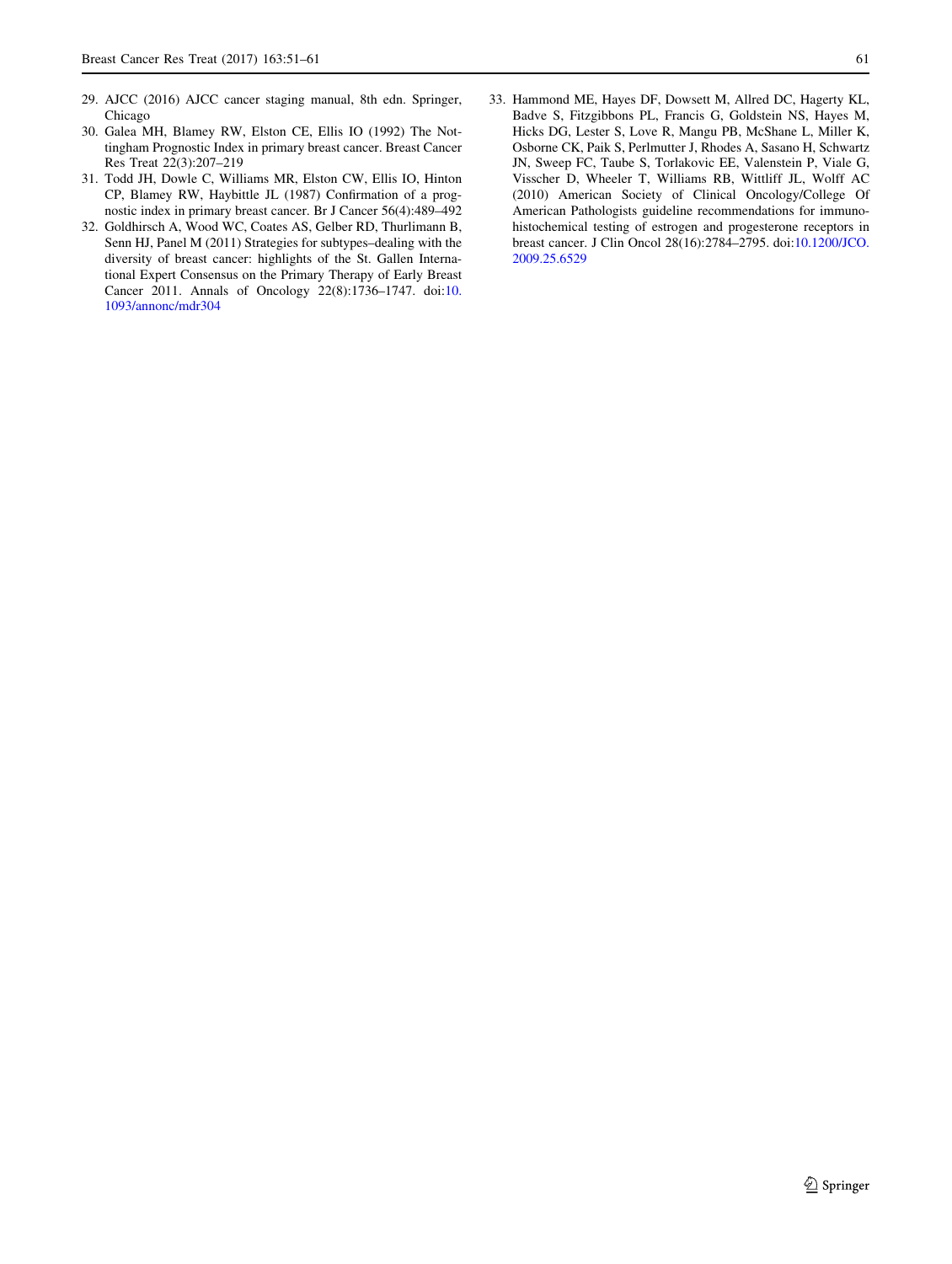29. AJCC (2016) AJCC cancer staging manual, 8th edn. Springer, Chicago
30. Galea MH, Blamey RW, Elston CE, Ellis IO (1992) The Nottingham Prognostic Index in primary breast cancer. Breast Cancer Res Treat 22(3):207–219
31. Todd JH, Dowle C, Williams MR, Elston CW, Ellis IO, Hinton CP, Blamey RW, Haybittle JL (1987) Confirmation of a prognostic index in primary breast cancer. Br J Cancer 56(4):489–492
32. Goldhirsch A, Wood WC, Coates AS, Gelber RD, Thurlimann B, Senn HJ, Panel M (2011) Strategies for subtypes–dealing with the diversity of breast cancer: highlights of the St. Gallen International Expert Consensus on the Primary Therapy of Early Breast Cancer 2011. Annals of Oncology 22(8):1736–1747. doi:10.1093/annonc/mdr304
33. Hammond ME, Hayes DF, Dowsett M, Allred DC, Hagerty KL, Badve S, Fitzgibbons PL, Francis G, Goldstein NS, Hayes M, Hicks DG, Lester S, Love R, Mangu PB, McShane L, Miller K, Osborne CK, Paik S, Perlmutter J, Rhodes A, Sasano H, Schwartz JN, Sweep FC, Taube S, Torlakovic EE, Valenstein P, Viale G, Visscher D, Wheeler T, Williams RB, Wittliff JL, Wolff AC (2010) American Society of Clinical Oncology/College Of American Pathologists guideline recommendations for immunohistochemical testing of estrogen and progesterone receptors in breast cancer. J Clin Oncol 28(16):2784–2795. doi:10.1200/JCO.2009.25.6529